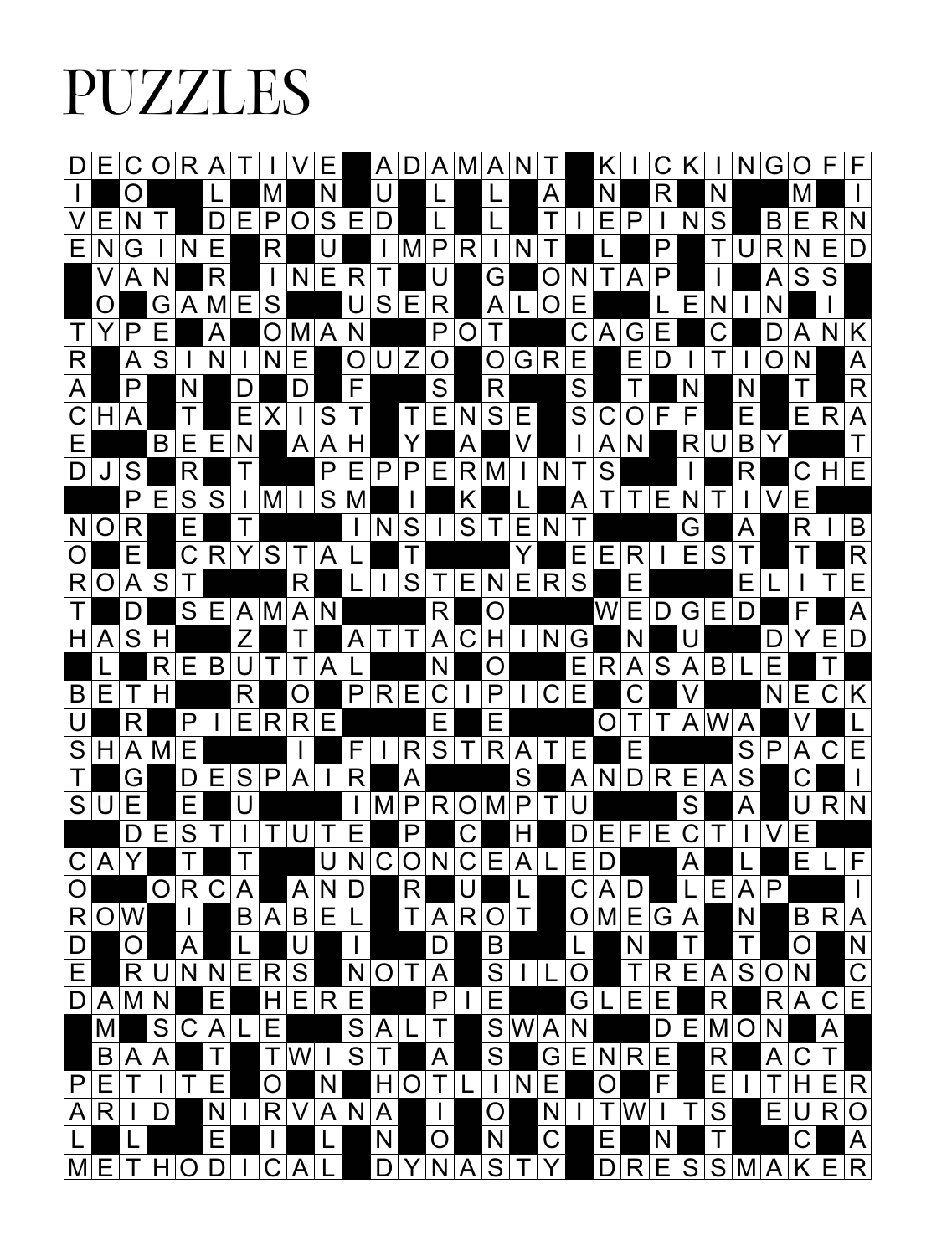# PUZZLES

| D | E | C | O | R | A | T | I | V | E | ■ | A | D | A | M | A | N | T | ■ | K | I | C | K | I | N | G | O | F | F |
|---|---|---|---|---|---|---|---|---|---|---|---|---|---|---|---|---|---|---|---|---|---|---|---|---|---|---|---|---|
| I | ■ | O | ■ | ■ | L | ■ | M | ■ | N | ■ | U | ■ | L | ■ | L | ■ | A | ■ | N | ■ | R | ■ | N | ■ | ■ | M | ■ | I |
| V | E | N | T | ■ | D | E | P | O | S | E | D | ■ | L | ■ | L | ■ | T | I | E | P | I | N | S | ■ | B | E | R | N |
| E | N | G | I | N | E | ■ | R | ■ | U | ■ | I | M | P | R | I | N | T | ■ | L | ■ | P | ■ | T | U | R | N | E | D |
| ■ | V | A | N | ■ | R | ■ | I | N | E | R | T | ■ | U | ■ | G | ■ | O | N | T | A | P | ■ | I | ■ | A | S | S | ■ |
| ■ | O | ■ | G | A | M | E | S | ■ | ■ | U | S | E | R | ■ | A | L | O | E | ■ | ■ | L | E | N | I | N | ■ | I | ■ |
| T | Y | P | E | ■ | A | ■ | O | M | A | N | ■ | ■ | P | O | T | ■ | ■ | C | A | G | E | ■ | C | ■ | D | A | N | K |
| R | ■ | A | S | I | N | I | N | E | ■ | O | U | Z | O | ■ | O | G | R | E | ■ | E | D | I | T | I | O | N | ■ | A |
| A | ■ | P | ■ | N | ■ | D | ■ | D | ■ | F | ■ | ■ | S | ■ | R | ■ | ■ | S | ■ | T | ■ | N | ■ | N | ■ | T | ■ | R |
| C | H | A | ■ | T | ■ | E | X | I | S | T | ■ | T | E | N | S | E | ■ | S | C | O | F | F | ■ | E | ■ | E | R | A |
| E | ■ | ■ | B | E | E | N | ■ | A | A | H | ■ | Y | ■ | A | ■ | V | ■ | I | A | N | ■ | R | U | B | Y | ■ | ■ | T |
| D | J | S | ■ | R | ■ | T | ■ | ■ | P | E | P | P | E | R | M | I | N | T | S | ■ | ■ | I | ■ | R | ■ | C | H | E |
| ■ | ■ | P | E | S | S | I | M | I | S | M | ■ | I | ■ | K | ■ | L | ■ | A | T | T | E | N | T | I | V | E | ■ | ■ |
| N | O | R | ■ | E | ■ | T | ■ | ■ | ■ | I | N | S | I | S | T | E | N | T | ■ | ■ | ■ | G | ■ | A | ■ | R | I | B |
| O | ■ | E | ■ | C | R | Y | S | T | A | L | ■ | T | ■ | ■ | ■ | Y | ■ | E | E | R | I | E | S | T | ■ | T | ■ | R |
| R | O | A | S | T | ■ | ■ | ■ | R | ■ | L | I | S | T | E | N | E | R | S | ■ | E | ■ | ■ | ■ | E | L | I | T | E |
| T | ■ | D | ■ | S | E | A | M | A | N | ■ | ■ | ■ | R | ■ | O | ■ | ■ | ■ | W | E | D | G | E | D | ■ | F | ■ | A |
| H | A | S | H | ■ | ■ | Z | ■ | T | ■ | A | T | T | A | C | H | I | N | G | ■ | N | ■ | U | ■ | ■ | D | Y | E | D |
| ■ | L | ■ | R | E | B | U | T | T | A | L | ■ | ■ | N | ■ | O | ■ | ■ | E | R | A | S | A | B | L | E | ■ | T | ■ |
| B | E | T | H | ■ | ■ | R | ■ | O | ■ | P | R | E | C | I | P | I | C | E | ■ | C | ■ | V | ■ | ■ | N | E | C | K |
| U | ■ | R | ■ | P | I | E | R | R | E | ■ | ■ | ■ | E | ■ | E | ■ | ■ | ■ | O | T | T | A | W | A | ■ | V | ■ | L |
| S | H | A | M | E | ■ | ■ | ■ | I | ■ | F | I | R | S | T | R | A | T | E | ■ | ■ | E | ■ | ■ | S | P | A | C | E |
| T | ■ | G | ■ | D | E | S | P | A | I | R | ■ | A | ■ | ■ | ■ | S | ■ | A | N | D | R | E | A | S | ■ | C | ■ | I |
| S | U | E | ■ | E | ■ | U | ■ | ■ | ■ | ■ | I | M | P | R | O | M | P | T | U | ■ | ■ | S | ■ | A | ■ | U | R | N |
| ■ | ■ | D | E | S | T | I | T | U | T | E | ■ | P | ■ | C | ■ | H | ■ | D | E | F | E | C | T | I | V | E | ■ | ■ |
| C | A | Y | ■ | ■ | T | ■ | T | ■ | ■ | U | N | C | O | N | C | E | A | L | E | D | ■ | ■ | ■ | A | ■ | E | L | F |
| O | ■ | ■ | O | R | C | A | ■ | A | N | D | ■ | R | ■ | U | ■ | L | ■ | C | A | D | ■ | L | E | A | P | ■ | ■ | I |
| R | O | W | ■ | I | ■ | B | A | B | E | L | ■ | T | A | R | O | T | ■ | O | M | E | G | A | ■ | N | ■ | B | R | A |
| D | ■ | O | ■ | A | ■ | L | ■ | U | ■ | I | ■ | ■ | D | ■ | B | ■ | ■ | L | ■ | ■ | N | ■ | ■ | T | ■ | O | ■ | N |
| E | ■ | R | U | N | N | E | R | S | ■ | N | O | T | A | ■ | S | I | L | O | ■ | T | R | E | A | S | O | N | ■ | C |
| D | A | M | N | ■ | E | ■ | H | E | R | E | ■ | ■ | P | I | E | ■ | ■ | G | L | E | E | ■ | R | ■ | R | A | C | E |
| ■ | M | ■ | S | C | A | L | E | ■ | ■ | S | A | L | T | ■ | S | W | A | N | ■ | ■ | D | E | M | O | N | ■ | A | ■ |
| ■ | B | A | A | ■ | T | ■ | T | W | I | S | T | ■ | A | ■ | S | ■ | G | E | N | R | E | ■ | R | ■ | A | C | T | ■ |
| P | E | T | I | T | E | ■ | O | ■ | N | ■ | H | O | T | L | I | N | E | ■ | O | ■ | F | ■ | E | I | T | H | E | R |
| A | R | I | D | ■ | N | I | R | V | A | N | A | ■ | I | ■ | O | ■ | N | I | T | W | I | T | S | ■ | E | U | R | O |
| L | ■ | L | ■ | ■ | E | ■ | I | ■ | L | ■ | N | ■ | O | ■ | N | ■ | C | ■ | E | ■ | N | ■ | T | ■ | ■ | C | ■ | A |
| M | E | T | H | O | D | I | C | A | L | ■ | D | Y | N | A | S | T | Y | ■ | D | R | E | S | S | M | A | K | E | R |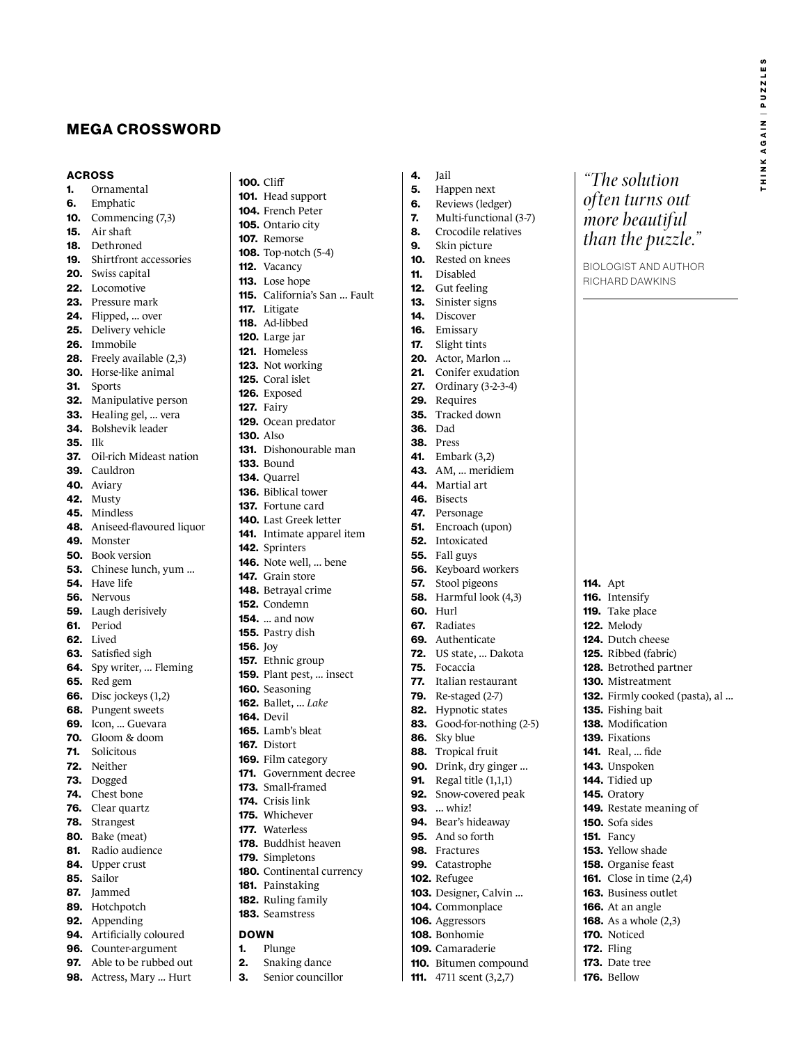## MEGA CROSSWORD

### ACROSS

**1.** Ornamental
**6.** Emphatic
**10.** Commencing (7,3)
**15.** Air shaft
**18.** Dethroned
**19.** Shirtfront accessories
**20.** Swiss capital
**22.** Locomotive
**23.** Pressure mark
**24.** Flipped, ... over
**25.** Delivery vehicle
**26.** Immobile
**28.** Freely available (2,3)
**30.** Horse-like animal
**31.** Sports
**32.** Manipulative person
**33.** Healing gel, ... vera
**34.** Bolshevik leader
**35.** Ilk
**37.** Oil-rich Mideast nation
**39.** Cauldron
**40.** Aviary
**42.** Musty
**45.** Mindless
**48.** Aniseed-flavoured liquor
**49.** Monster
**50.** Book version
**53.** Chinese lunch, yum ...
**54.** Have life
**56.** Nervous
**59.** Laugh derisively
**61.** Period
**62.** Lived
**63.** Satisfied sigh
**64.** Spy writer, ... Fleming
**65.** Red gem
**66.** Disc jockeys (1,2)
**68.** Pungent sweets
**69.** Icon, ... Guevara
**70.** Gloom & doom
**71.** Solicitous
**72.** Neither
**73.** Dogged
**74.** Chest bone
**76.** Clear quartz
**78.** Strangest
**80.** Bake (meat)
**81.** Radio audience
**84.** Upper crust
**85.** Sailor
**87.** Jammed
**89.** Hotchpotch
**92.** Appending
**94.** Artificially coloured
**96.** Counter-argument
**97.** Able to be rubbed out
**98.** Actress, Mary ... Hurt
**100.** Cliff
**101.** Head support
**104.** French Peter
**105.** Ontario city
**107.** Remorse
**108.** Top-notch (5-4)
**112.** Vacancy
**113.** Lose hope
**115.** California's San ... Fault
**117.** Litigate
**118.** Ad-libbed
**120.** Large jar
**121.** Homeless
**123.** Not working
**125.** Coral islet
**126.** Exposed
**127.** Fairy
**129.** Ocean predator
**130.** Also
**131.** Dishonourable man
**133.** Bound
**134.** Quarrel
**136.** Biblical tower
**137.** Fortune card
**140.** Last Greek letter
**141.** Intimate apparel item
**142.** Sprinters
**146.** Note well, ... bene
**147.** Grain store
**148.** Betrayal crime
**152.** Condemn
**154.** ... and now
**155.** Pastry dish
**156.** Joy
**157.** Ethnic group
**159.** Plant pest, ... insect
**160.** Seasoning
**162.** Ballet, ... *Lake*
**164.** Devil
**165.** Lamb's bleat
**167.** Distort
**169.** Film category
**171.** Government decree
**173.** Small-framed
**174.** Crisis link
**175.** Whichever
**177.** Waterless
**178.** Buddhist heaven
**179.** Simpletons
**180.** Continental currency
**181.** Painstaking
**182.** Ruling family
**183.** Seamstress

### DOWN

**1.** Plunge
**2.** Snaking dance
**3.** Senior councillor
**4.** Jail
**5.** Happen next
**6.** Reviews (ledger)
**7.** Multi-functional (3-7)
**8.** Crocodile relatives
**9.** Skin picture
**10.** Rested on knees
**11.** Disabled
**12.** Gut feeling
**13.** Sinister signs
**14.** Discover
**16.** Emissary
**17.** Slight tints
**20.** Actor, Marlon ...
**21.** Conifer exudation
**27.** Ordinary (3-2-3-4)
**29.** Requires
**35.** Tracked down
**36.** Dad
**38.** Press
**41.** Embark (3,2)
**43.** AM, ... meridiem
**44.** Martial art
**46.** Bisects
**47.** Personage
**51.** Encroach (upon)
**52.** Intoxicated
**55.** Fall guys
**56.** Keyboard workers
**57.** Stool pigeons
**58.** Harmful look (4,3)
**60.** Hurl
**67.** Radiates
**69.** Authenticate
**72.** US state, ... Dakota
**75.** Focaccia
**77.** Italian restaurant
**79.** Re-staged (2-7)
**82.** Hypnotic states
**83.** Good-for-nothing (2-5)
**86.** Sky blue
**88.** Tropical fruit
**90.** Drink, dry ginger ...
**91.** Regal title (1,1,1)
**92.** Snow-covered peak
**93.** ... whiz!
**94.** Bear's hideaway
**95.** And so forth
**98.** Fractures
**99.** Catastrophe
**102.** Refugee
**103.** Designer, Calvin ...
**104.** Commonplace
**106.** Aggressors
**108.** Bonhomie
**109.** Camaraderie
**110.** Bitumen compound
**111.** 4711 scent (3,2,7)
**114.** Apt
**116.** Intensify
**119.** Take place
**122.** Melody
**124.** Dutch cheese
**125.** Ribbed (fabric)
**128.** Betrothed partner
**130.** Mistreatment
**132.** Firmly cooked (pasta), al ...
**135.** Fishing bait
**138.** Modification
**139.** Fixations
**141.** Real, ... fide
**143.** Unspoken
**144.** Tidied up
**145.** Oratory
**149.** Restate meaning of
**150.** Sofa sides
**151.** Fancy
**153.** Yellow shade
**158.** Organise feast
**161.** Close in time (2,4)
**163.** Business outlet
**166.** At an angle
**168.** As a whole (2,3)
**170.** Noticed
**172.** Fling
**173.** Date tree
**176.** Bellow

*"The solution often turns out more beautiful than the puzzle."*

BIOLOGIST AND AUTHOR RICHARD DAWKINS